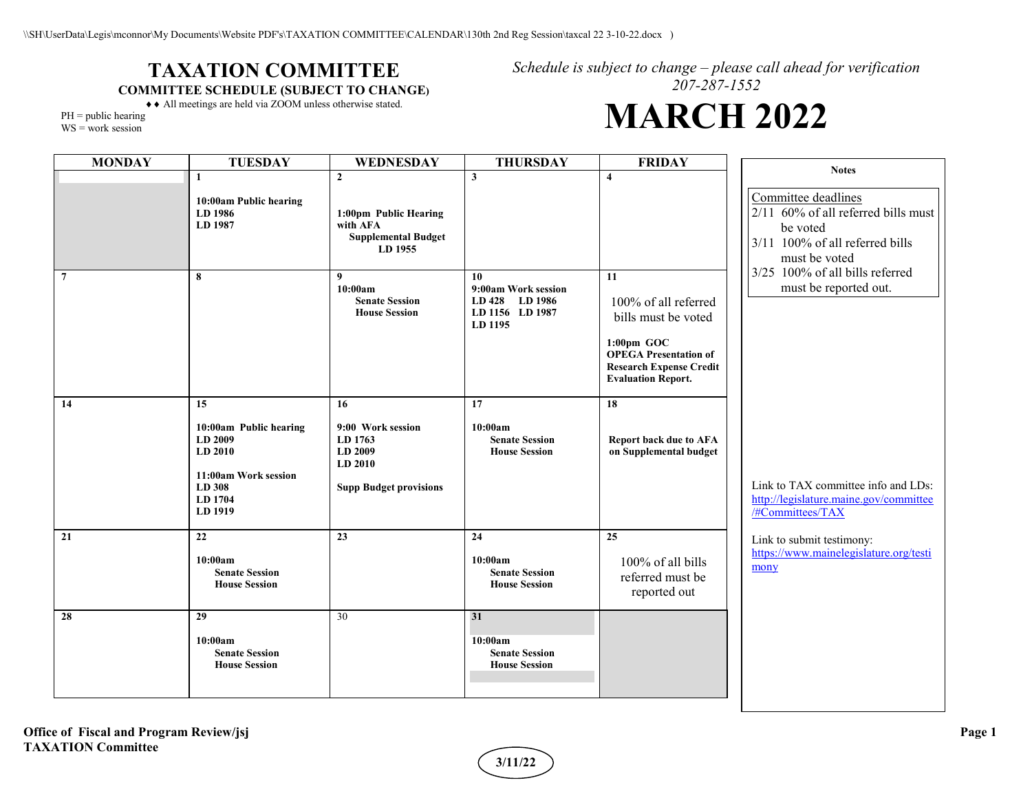# TAXATION COMMITTEE

**COMMITTEE SCHEDULE (SUBJECT TO CHANGE)**

♦♦ All meetings are held via ZOOM unless otherwise stated.

PH = public hearing
WS = work session

*Schedule is subject to change – please call ahead for verification*
*207-287-1552*

# MARCH 2022

| MONDAY | TUESDAY | WEDNESDAY | THURSDAY | FRIDAY |
|---|---|---|---|---|
| | **1**<br><br>**10:00am Public hearing**<br>**LD 1986**<br>**LD 1987** | **2**<br><br>**1:00pm Public Hearing with AFA**<br>**Supplemental Budget**<br>**LD 1955** | **3** | **4** |
| **7** | **8** | **9**<br>**10:00am**<br>**Senate Session**<br>**House Session** | **10**<br>**9:00am Work session**<br>**LD 428 LD 1986**<br>**LD 1156 LD 1987**<br>**LD 1195** | **11**<br><br>100% of all referred bills must be voted<br><br>**1:00pm GOC**<br>**OPEGA Presentation of Research Expense Credit Evaluation Report.** |
| **14** | **15**<br><br>**10:00am Public hearing**<br>**LD 2009**<br>**LD 2010**<br><br>**11:00am Work session**<br>**LD 308**<br>**LD 1704**<br>**LD 1919** | **16**<br><br>**9:00 Work session**<br>**LD 1763**<br>**LD 2009**<br>**LD 2010**<br><br>**Supp Budget provisions** | **17**<br><br>**10:00am**<br>**Senate Session**<br>**House Session** | **18**<br><br>**Report back due to AFA on Supplemental budget** |
| **21** | **22**<br><br>**10:00am**<br>**Senate Session**<br>**House Session** | **23** | **24**<br><br>**10:00am**<br>**Senate Session**<br>**House Session** | **25**<br><br>100% of all bills referred must be reported out |
| **28** | **29**<br><br>**10:00am**<br>**Senate Session**<br>**House Session** | 30 | **31**<br><br>**10:00am**<br>**Senate Session**<br>**House Session** | |

**Notes**

Committee deadlines
- 2/11 60% of all referred bills must be voted
- 3/11 100% of all referred bills must be voted
- 3/25 100% of all bills referred must be reported out.

Link to TAX committee info and LDs: http://legislature.maine.gov/committee/#Committees/TAX

Link to submit testimony: https://www.mainelegislature.org/testimony

**Office of Fiscal and Program Review/jsj**
**TAXATION Committee**

**3/11/22**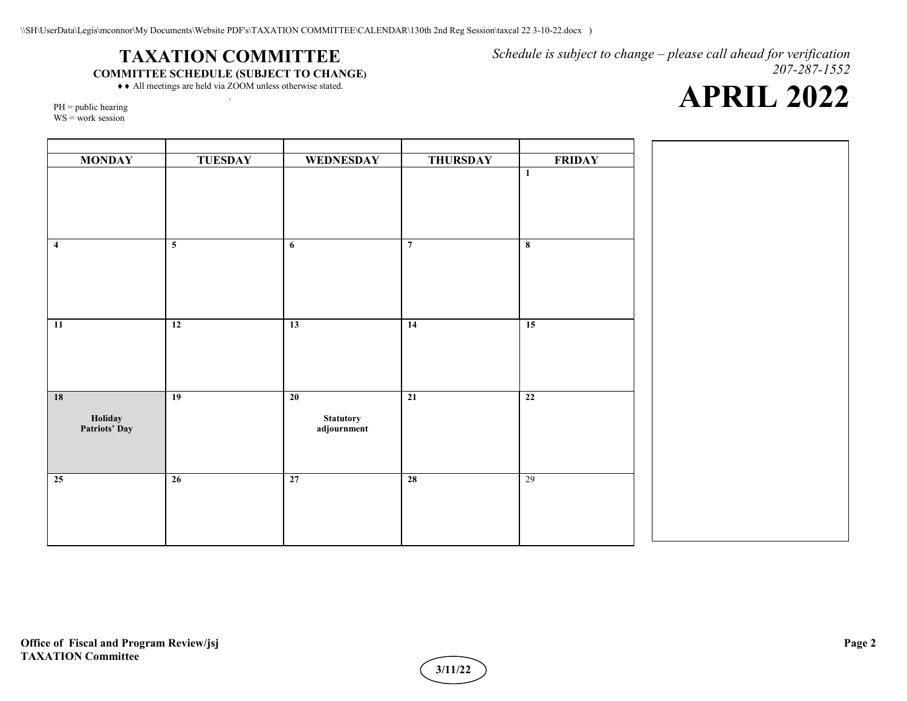# TAXATION COMMITTEE

**COMMITTEE SCHEDULE (SUBJECT TO CHANGE)**

♦♦ All meetings are held via ZOOM unless otherwise stated.

PH = public hearing
WS = work session

*Schedule is subject to change – please call ahead for verification*
*207-287-1552*

# APRIL 2022

| MONDAY | TUESDAY | WEDNESDAY | THURSDAY | FRIDAY |
|---|---|---|---|---|
| | | | | **1** |
| **4** | **5** | **6** | **7** | **8** |
| **11** | **12** | **13** | **14** | **15** |
| **18** **Holiday Patriots' Day** | **19** | **20** **Statutory adjournment** | **21** | **22** |
| **25** | **26** | **27** | **28** | 29 |

**Office of Fiscal and Program Review/jsj**
**TAXATION Committee**

**3/11/22**